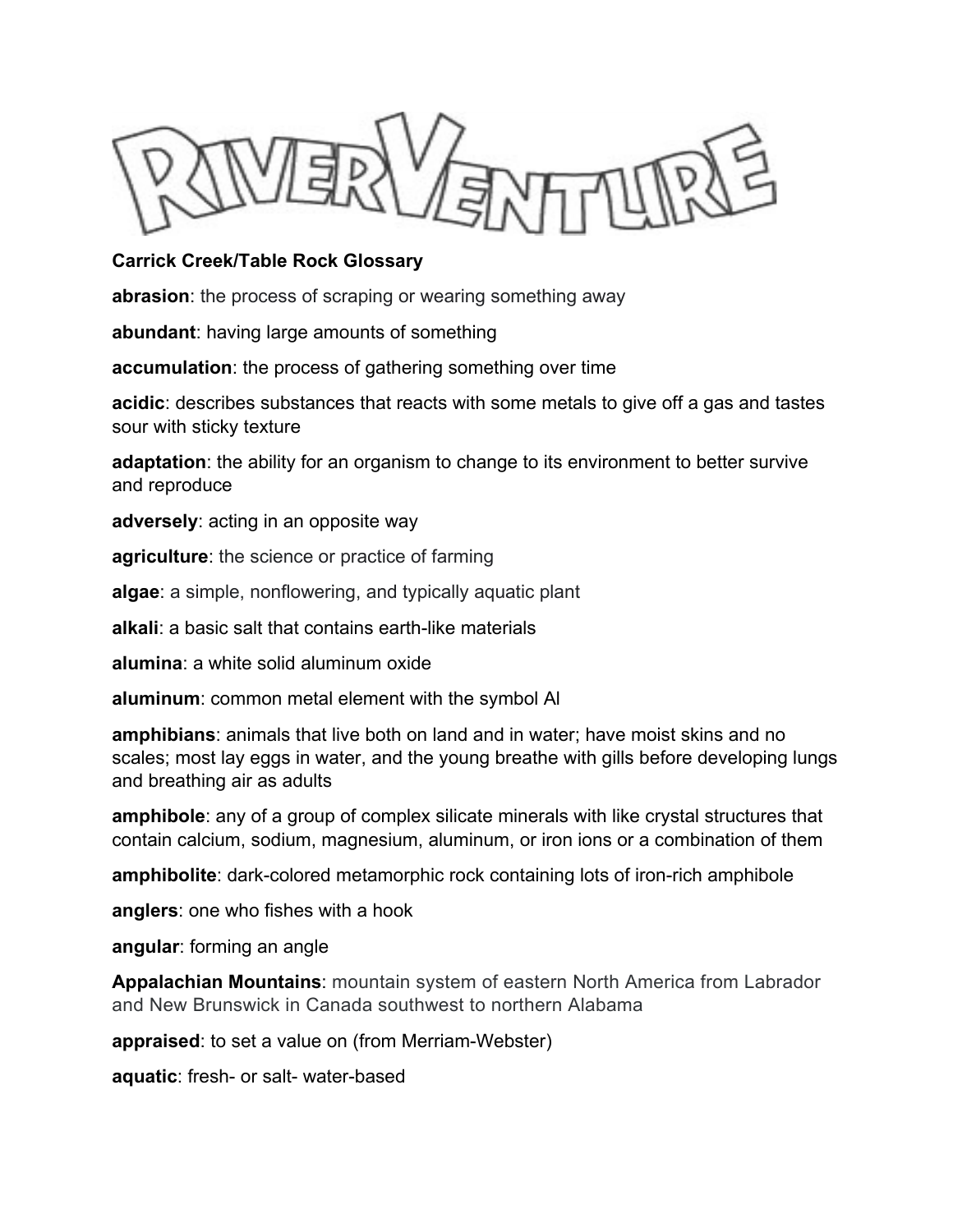# RiverVenture

**Carrick Creek/Table Rock Glossary**

**abrasion**: the process of scraping or wearing something away

**abundant**: having large amounts of something

**accumulation**: the process of gathering something over time

**acidic**: describes substances that reacts with some metals to give off a gas and tastes sour with sticky texture

**adaptation**: the ability for an organism to change to its environment to better survive and reproduce

**adversely**: acting in an opposite way

**agriculture**: the science or practice of farming

**algae**: a simple, nonflowering, and typically aquatic plant

**alkali**: a basic salt that contains earth-like materials

**alumina**: a white solid aluminum oxide

**aluminum**: common metal element with the symbol Al

**amphibians**: animals that live both on land and in water; have moist skins and no scales; most lay eggs in water, and the young breathe with gills before developing lungs and breathing air as adults

**amphibole**: any of a group of complex silicate minerals with like crystal structures that contain calcium, sodium, magnesium, aluminum, or iron ions or a combination of them

**amphibolite**: dark-colored metamorphic rock containing lots of iron-rich amphibole

**anglers**: one who fishes with a hook

**angular**: forming an angle

**Appalachian Mountains**: mountain system of eastern North America from Labrador and New Brunswick in Canada southwest to northern Alabama

**appraised**: to set a value on (from Merriam-Webster)

**aquatic**: fresh- or salt- water-based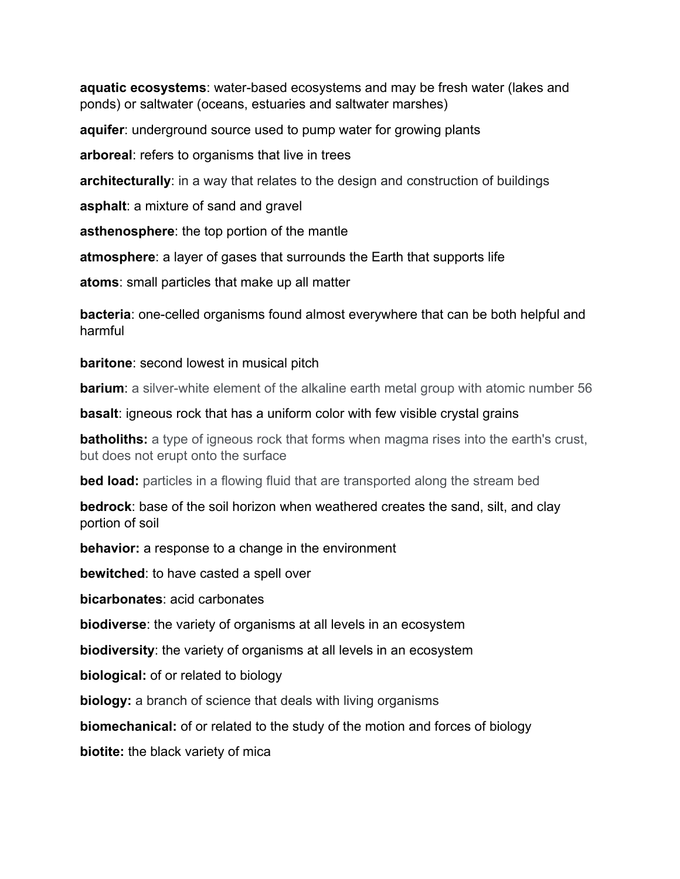**aquatic ecosystems**: water-based ecosystems and may be fresh water (lakes and ponds) or saltwater (oceans, estuaries and saltwater marshes)

**aquifer**: underground source used to pump water for growing plants

**arboreal**: refers to organisms that live in trees

**architecturally**: in a way that relates to the design and construction of buildings

**asphalt**: a mixture of sand and gravel

**asthenosphere**: the top portion of the mantle

**atmosphere**: a layer of gases that surrounds the Earth that supports life

**atoms**: small particles that make up all matter

**bacteria**: one-celled organisms found almost everywhere that can be both helpful and harmful

**baritone**: second lowest in musical pitch

**barium**: a silver-white element of the alkaline earth metal group with atomic number 56

**basalt**: igneous rock that has a uniform color with few visible crystal grains

**batholiths:** a type of igneous rock that forms when magma rises into the earth's crust, but does not erupt onto the surface

**bed load:** particles in a flowing fluid that are transported along the stream bed

**bedrock**: base of the soil horizon when weathered creates the sand, silt, and clay portion of soil

**behavior:** a response to a change in the environment

**bewitched**: to have casted a spell over

**bicarbonates**: acid carbonates

**biodiverse**: the variety of organisms at all levels in an ecosystem

**biodiversity**: the variety of organisms at all levels in an ecosystem

**biological:** of or related to biology

**biology:** a branch of science that deals with living organisms

**biomechanical:** of or related to the study of the motion and forces of biology

**biotite:** the black variety of mica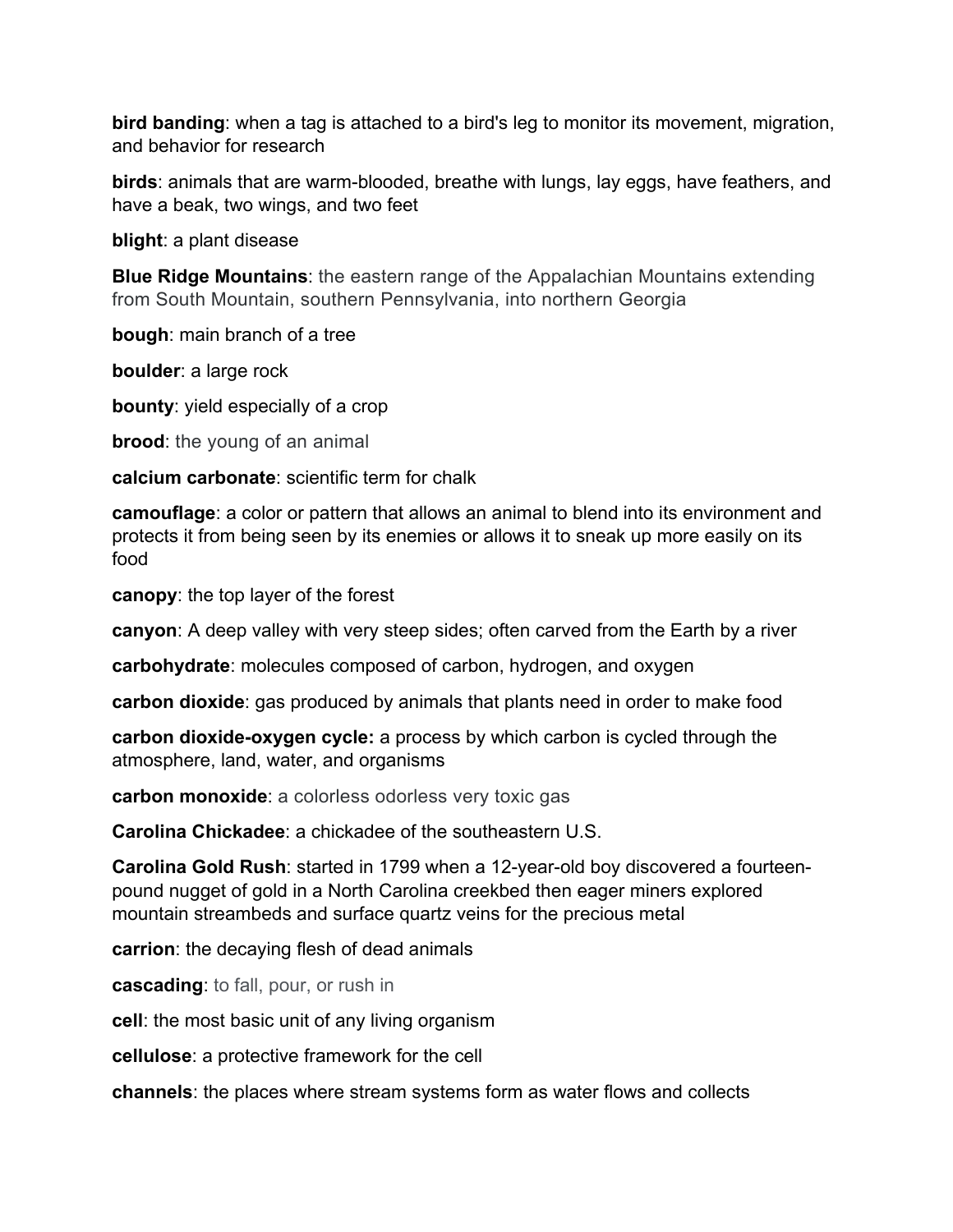**bird banding**: when a tag is attached to a bird's leg to monitor its movement, migration, and behavior for research

**birds**: animals that are warm-blooded, breathe with lungs, lay eggs, have feathers, and have a beak, two wings, and two feet

**blight**: a plant disease

**Blue Ridge Mountains**: the eastern range of the Appalachian Mountains extending from South Mountain, southern Pennsylvania, into northern Georgia

**bough**: main branch of a tree

**boulder**: a large rock

**bounty**: yield especially of a crop

**brood**: the young of an animal

**calcium carbonate**: scientific term for chalk

**camouflage**: a color or pattern that allows an animal to blend into its environment and protects it from being seen by its enemies or allows it to sneak up more easily on its food

**canopy**: the top layer of the forest

**canyon**: A deep valley with very steep sides; often carved from the Earth by a river

**carbohydrate**: molecules composed of carbon, hydrogen, and oxygen

**carbon dioxide**: gas produced by animals that plants need in order to make food

**carbon dioxide-oxygen cycle:** a process by which carbon is cycled through the atmosphere, land, water, and organisms

**carbon monoxide**: a colorless odorless very toxic gas

**Carolina Chickadee**: a chickadee of the southeastern U.S.

**Carolina Gold Rush**: started in 1799 when a 12-year-old boy discovered a fourteen-pound nugget of gold in a North Carolina creekbed then eager miners explored mountain streambeds and surface quartz veins for the precious metal

**carrion**: the decaying flesh of dead animals

**cascading**: to fall, pour, or rush in

**cell**: the most basic unit of any living organism

**cellulose**: a protective framework for the cell

**channels**: the places where stream systems form as water flows and collects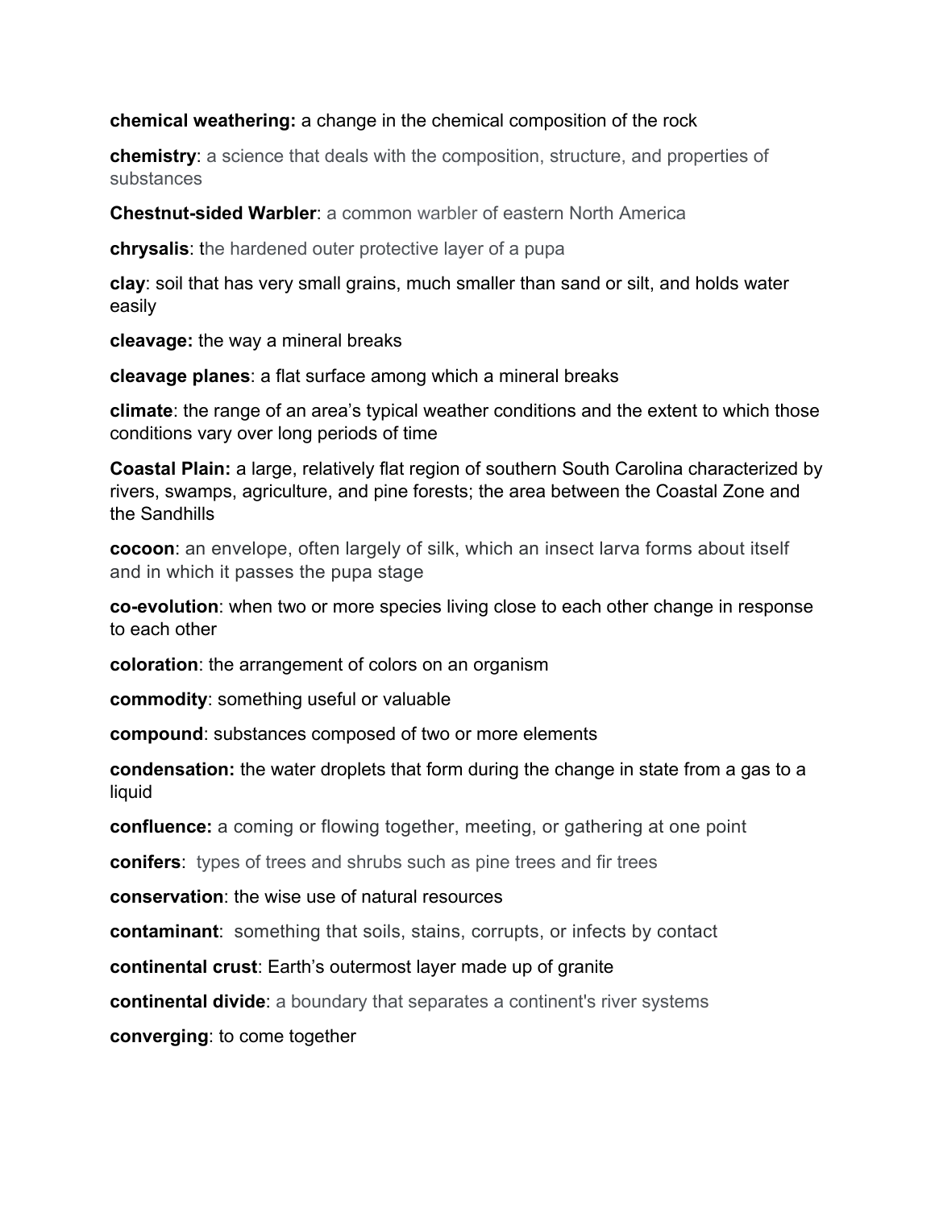**chemical weathering:** a change in the chemical composition of the rock

**chemistry**: a science that deals with the composition, structure, and properties of substances

**Chestnut-sided Warbler**: a common warbler of eastern North America

**chrysalis**: the hardened outer protective layer of a pupa

**clay**: soil that has very small grains, much smaller than sand or silt, and holds water easily

**cleavage:** the way a mineral breaks

**cleavage planes**: a flat surface among which a mineral breaks

**climate**: the range of an area's typical weather conditions and the extent to which those conditions vary over long periods of time

**Coastal Plain:** a large, relatively flat region of southern South Carolina characterized by rivers, swamps, agriculture, and pine forests; the area between the Coastal Zone and the Sandhills

**cocoon**: an envelope, often largely of silk, which an insect larva forms about itself and in which it passes the pupa stage

**co-evolution**: when two or more species living close to each other change in response to each other

**coloration**: the arrangement of colors on an organism

**commodity**: something useful or valuable

**compound**: substances composed of two or more elements

**condensation:** the water droplets that form during the change in state from a gas to a liquid

**confluence:** a coming or flowing together, meeting, or gathering at one point

**conifers**: types of trees and shrubs such as pine trees and fir trees

**conservation**: the wise use of natural resources

**contaminant**: something that soils, stains, corrupts, or infects by contact

**continental crust**: Earth's outermost layer made up of granite

**continental divide**: a boundary that separates a continent's river systems

**converging**: to come together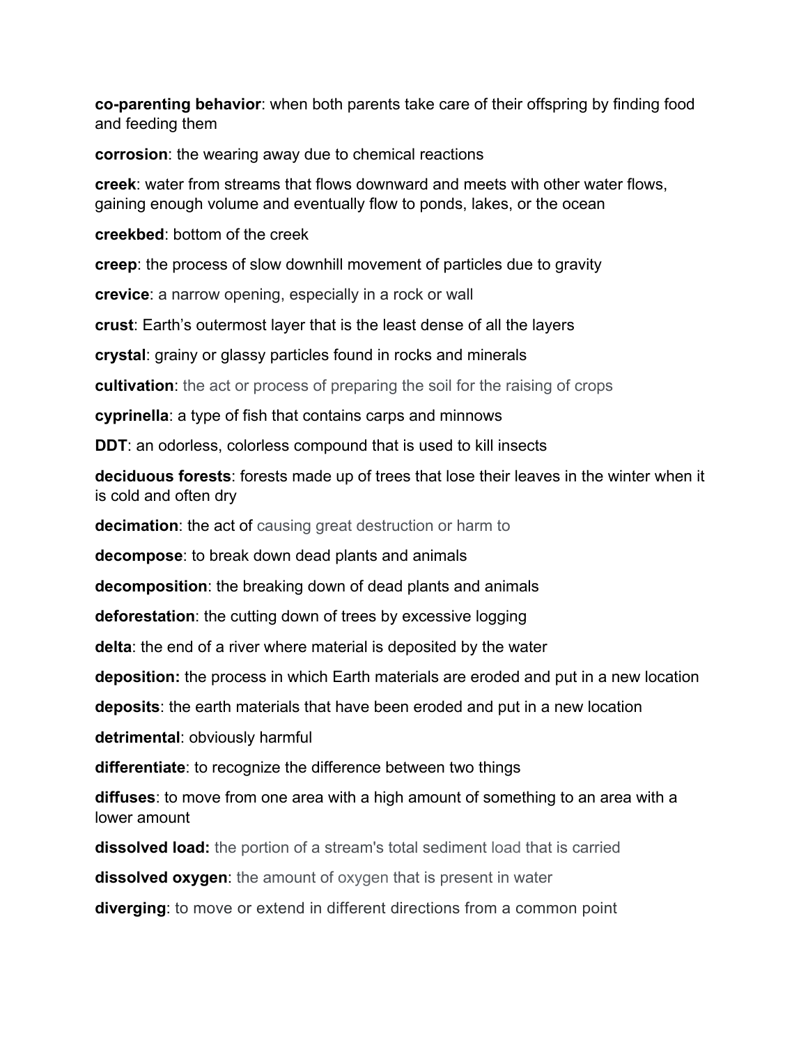**co-parenting behavior**: when both parents take care of their offspring by finding food and feeding them

**corrosion**: the wearing away due to chemical reactions

**creek**: water from streams that flows downward and meets with other water flows, gaining enough volume and eventually flow to ponds, lakes, or the ocean

**creekbed**: bottom of the creek

**creep**: the process of slow downhill movement of particles due to gravity

**crevice**: a narrow opening, especially in a rock or wall

**crust**: Earth's outermost layer that is the least dense of all the layers

**crystal**: grainy or glassy particles found in rocks and minerals

**cultivation**: the act or process of preparing the soil for the raising of crops

**cyprinella**: a type of fish that contains carps and minnows

**DDT**: an odorless, colorless compound that is used to kill insects

**deciduous forests**: forests made up of trees that lose their leaves in the winter when it is cold and often dry

**decimation**: the act of causing great destruction or harm to

**decompose**: to break down dead plants and animals

**decomposition**: the breaking down of dead plants and animals

**deforestation**: the cutting down of trees by excessive logging

**delta**: the end of a river where material is deposited by the water

**deposition:** the process in which Earth materials are eroded and put in a new location

**deposits**: the earth materials that have been eroded and put in a new location

**detrimental**: obviously harmful

**differentiate**: to recognize the difference between two things

**diffuses**: to move from one area with a high amount of something to an area with a lower amount

**dissolved load:** the portion of a stream's total sediment load that is carried

**dissolved oxygen**: the amount of oxygen that is present in water

**diverging**: to move or extend in different directions from a common point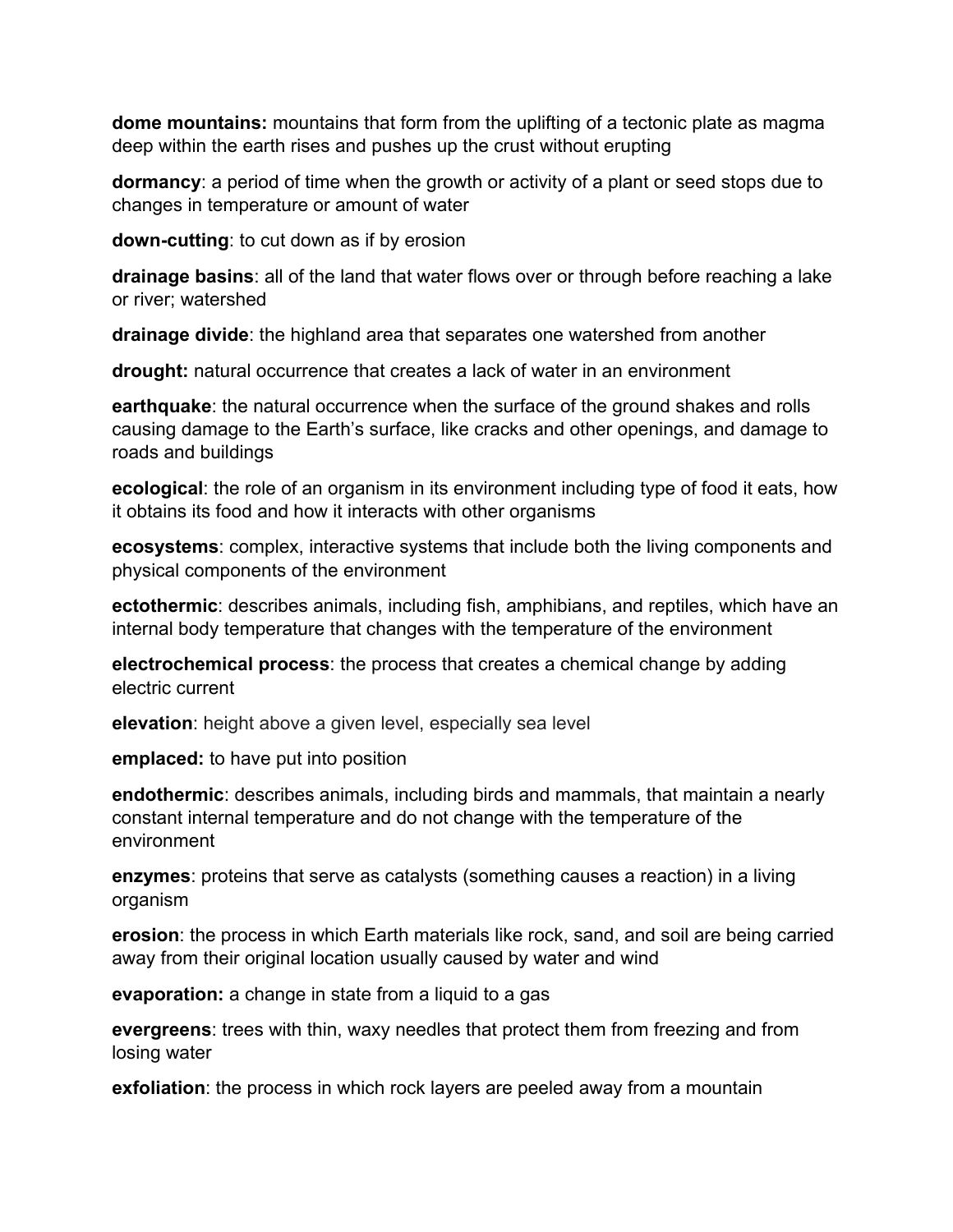**dome mountains:** mountains that form from the uplifting of a tectonic plate as magma deep within the earth rises and pushes up the crust without erupting

**dormancy**: a period of time when the growth or activity of a plant or seed stops due to changes in temperature or amount of water

**down-cutting**: to cut down as if by erosion

**drainage basins**: all of the land that water flows over or through before reaching a lake or river; watershed

**drainage divide**: the highland area that separates one watershed from another

**drought:** natural occurrence that creates a lack of water in an environment

**earthquake**: the natural occurrence when the surface of the ground shakes and rolls causing damage to the Earth's surface, like cracks and other openings, and damage to roads and buildings

**ecological**: the role of an organism in its environment including type of food it eats, how it obtains its food and how it interacts with other organisms

**ecosystems**: complex, interactive systems that include both the living components and physical components of the environment

**ectothermic**: describes animals, including fish, amphibians, and reptiles, which have an internal body temperature that changes with the temperature of the environment

**electrochemical process**: the process that creates a chemical change by adding electric current

**elevation**: height above a given level, especially sea level

**emplaced:** to have put into position

**endothermic**: describes animals, including birds and mammals, that maintain a nearly constant internal temperature and do not change with the temperature of the environment

**enzymes**: proteins that serve as catalysts (something causes a reaction) in a living organism

**erosion**: the process in which Earth materials like rock, sand, and soil are being carried away from their original location usually caused by water and wind

**evaporation:** a change in state from a liquid to a gas

**evergreens**: trees with thin, waxy needles that protect them from freezing and from losing water

**exfoliation**: the process in which rock layers are peeled away from a mountain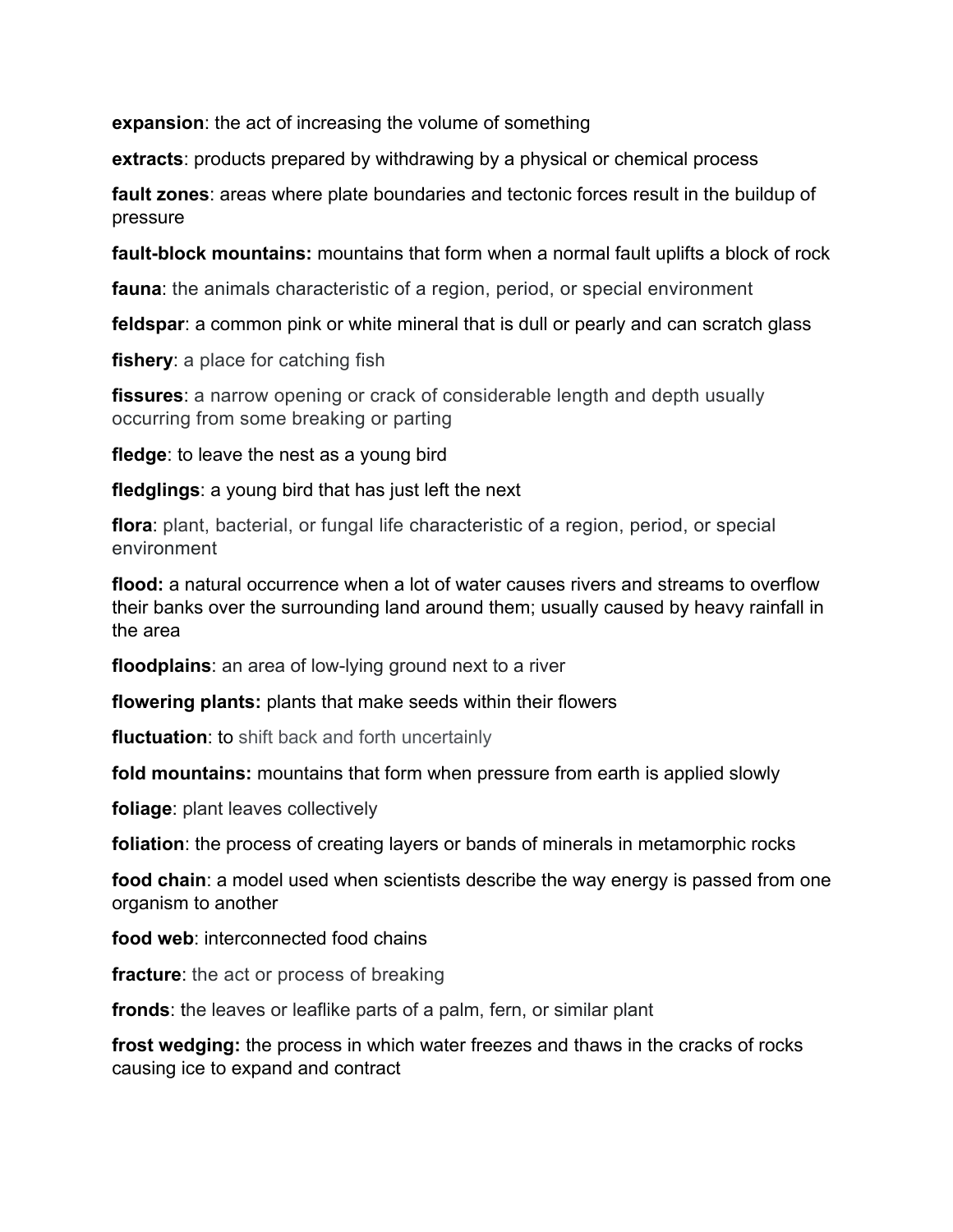**expansion**: the act of increasing the volume of something

**extracts**: products prepared by withdrawing by a physical or chemical process

**fault zones**: areas where plate boundaries and tectonic forces result in the buildup of pressure

**fault-block mountains:** mountains that form when a normal fault uplifts a block of rock

**fauna**: the animals characteristic of a region, period, or special environment

**feldspar**: a common pink or white mineral that is dull or pearly and can scratch glass

**fishery**: a place for catching fish

**fissures**: a narrow opening or crack of considerable length and depth usually occurring from some breaking or parting

**fledge**: to leave the nest as a young bird

**fledglings**: a young bird that has just left the next

**flora**: plant, bacterial, or fungal life characteristic of a region, period, or special environment

**flood:** a natural occurrence when a lot of water causes rivers and streams to overflow their banks over the surrounding land around them; usually caused by heavy rainfall in the area

**floodplains**: an area of low-lying ground next to a river

**flowering plants:** plants that make seeds within their flowers

**fluctuation**: to shift back and forth uncertainly

**fold mountains:** mountains that form when pressure from earth is applied slowly

**foliage**: plant leaves collectively

**foliation**: the process of creating layers or bands of minerals in metamorphic rocks

**food chain**: a model used when scientists describe the way energy is passed from one organism to another

**food web**: interconnected food chains

**fracture**: the act or process of breaking

**fronds**: the leaves or leaflike parts of a palm, fern, or similar plant

**frost wedging:** the process in which water freezes and thaws in the cracks of rocks causing ice to expand and contract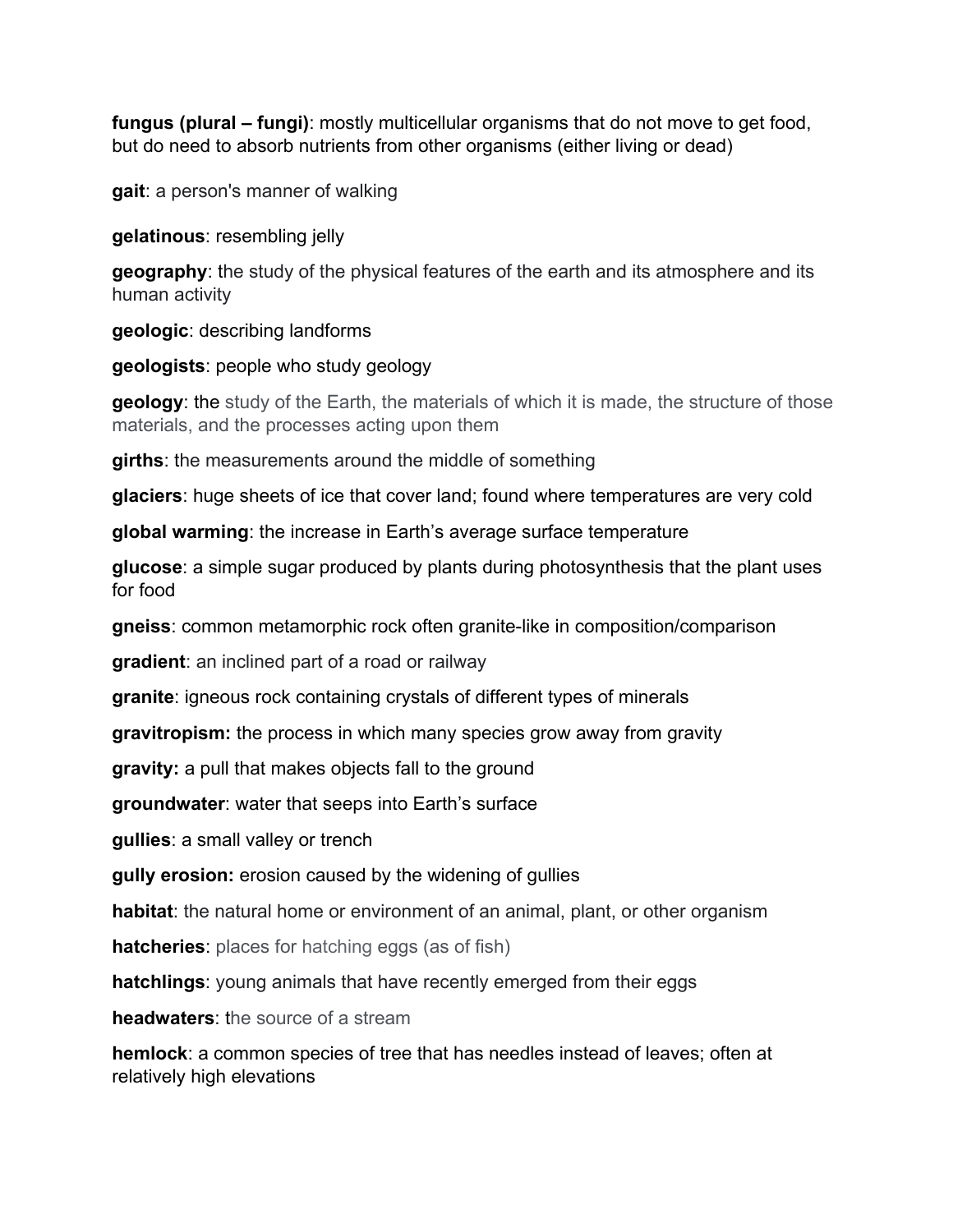**fungus (plural – fungi)**: mostly multicellular organisms that do not move to get food, but do need to absorb nutrients from other organisms (either living or dead)

**gait**: a person's manner of walking

**gelatinous**: resembling jelly

**geography**: the study of the physical features of the earth and its atmosphere and its human activity

**geologic**: describing landforms

**geologists**: people who study geology

**geology**: the study of the Earth, the materials of which it is made, the structure of those materials, and the processes acting upon them

**girths**: the measurements around the middle of something

**glaciers**: huge sheets of ice that cover land; found where temperatures are very cold

**global warming**: the increase in Earth's average surface temperature

**glucose**: a simple sugar produced by plants during photosynthesis that the plant uses for food

**gneiss**: common metamorphic rock often granite-like in composition/comparison

**gradient**: an inclined part of a road or railway

**granite**: igneous rock containing crystals of different types of minerals

**gravitropism:** the process in which many species grow away from gravity

**gravity:** a pull that makes objects fall to the ground

**groundwater**: water that seeps into Earth's surface

**gullies**: a small valley or trench

**gully erosion:** erosion caused by the widening of gullies

**habitat**: the natural home or environment of an animal, plant, or other organism

**hatcheries**: places for hatching eggs (as of fish)

**hatchlings**: young animals that have recently emerged from their eggs

**headwaters**: the source of a stream

**hemlock**: a common species of tree that has needles instead of leaves; often at relatively high elevations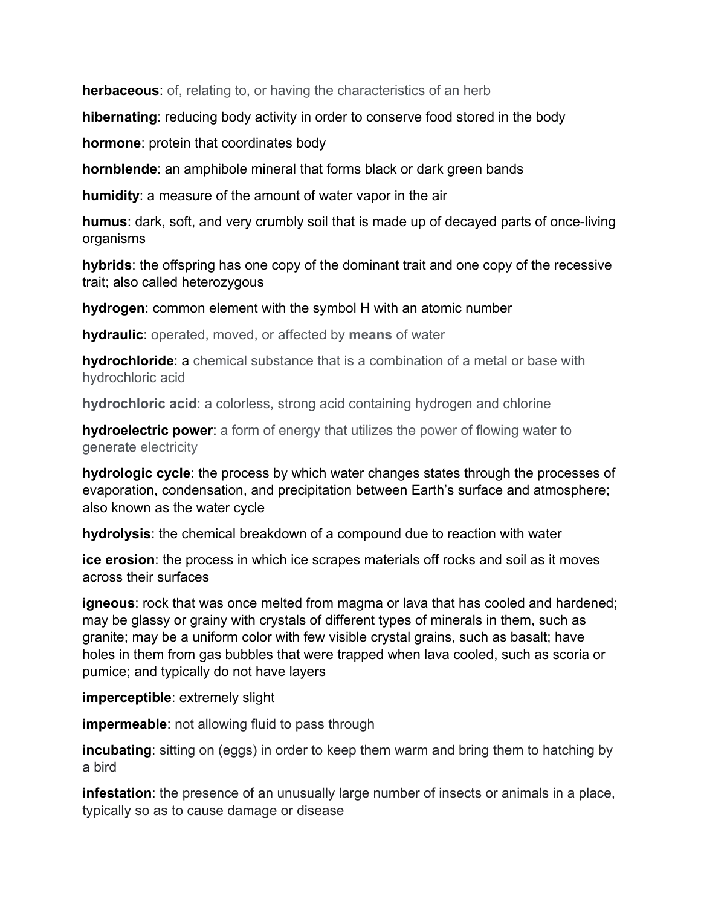**herbaceous**: of, relating to, or having the characteristics of an herb

**hibernating**: reducing body activity in order to conserve food stored in the body

**hormone**: protein that coordinates body

**hornblende**: an amphibole mineral that forms black or dark green bands

**humidity**: a measure of the amount of water vapor in the air

**humus**: dark, soft, and very crumbly soil that is made up of decayed parts of once-living organisms

**hybrids**: the offspring has one copy of the dominant trait and one copy of the recessive trait; also called heterozygous

**hydrogen**: common element with the symbol H with an atomic number

**hydraulic**: operated, moved, or affected by **means** of water

**hydrochloride**: a chemical substance that is a combination of a metal or base with hydrochloric acid

**hydrochloric acid**: a colorless, strong acid containing hydrogen and chlorine

**hydroelectric power**: a form of energy that utilizes the power of flowing water to generate electricity

**hydrologic cycle**: the process by which water changes states through the processes of evaporation, condensation, and precipitation between Earth's surface and atmosphere; also known as the water cycle

**hydrolysis**: the chemical breakdown of a compound due to reaction with water

**ice erosion**: the process in which ice scrapes materials off rocks and soil as it moves across their surfaces

**igneous**: rock that was once melted from magma or lava that has cooled and hardened; may be glassy or grainy with crystals of different types of minerals in them, such as granite; may be a uniform color with few visible crystal grains, such as basalt; have holes in them from gas bubbles that were trapped when lava cooled, such as scoria or pumice; and typically do not have layers

**imperceptible**: extremely slight

**impermeable**: not allowing fluid to pass through

**incubating**: sitting on (eggs) in order to keep them warm and bring them to hatching by a bird

**infestation**: the presence of an unusually large number of insects or animals in a place, typically so as to cause damage or disease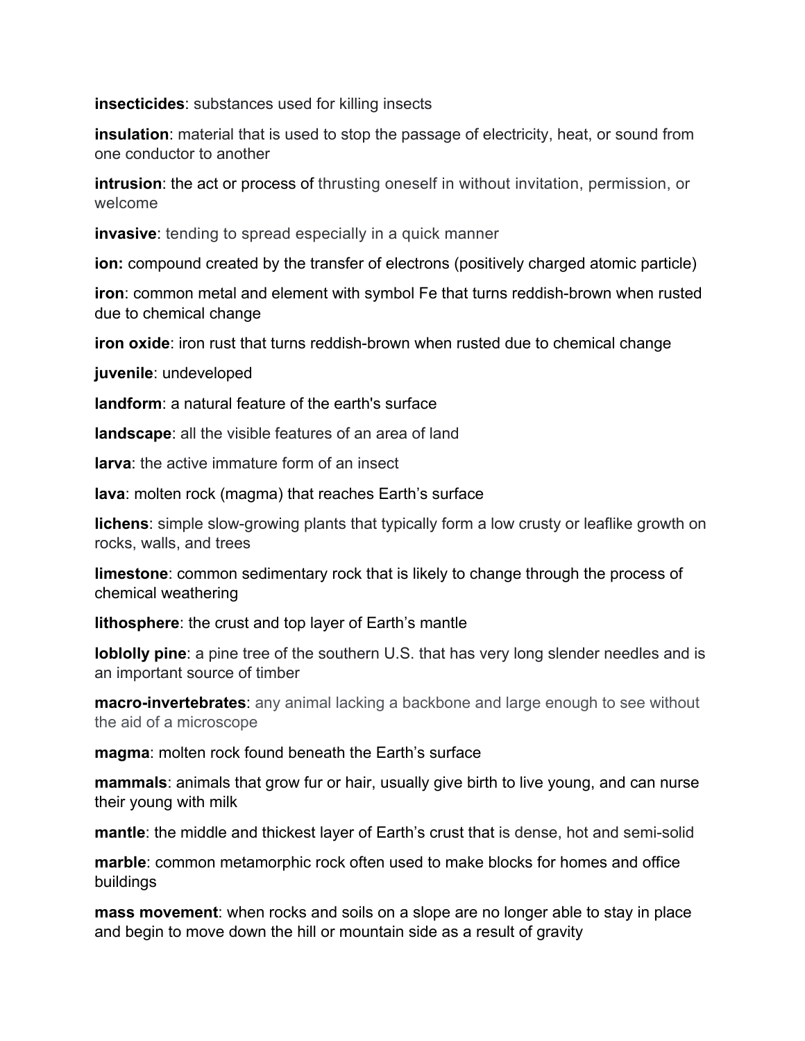**insecticides**: substances used for killing insects

**insulation**: material that is used to stop the passage of electricity, heat, or sound from one conductor to another

**intrusion**: the act or process of thrusting oneself in without invitation, permission, or welcome

**invasive**: tending to spread especially in a quick manner

**ion:** compound created by the transfer of electrons (positively charged atomic particle)

**iron**: common metal and element with symbol Fe that turns reddish-brown when rusted due to chemical change

**iron oxide**: iron rust that turns reddish-brown when rusted due to chemical change

**juvenile**: undeveloped

**landform**: a natural feature of the earth's surface

**landscape**: all the visible features of an area of land

**larva**: the active immature form of an insect

**lava**: molten rock (magma) that reaches Earth's surface

**lichens**: simple slow-growing plants that typically form a low crusty or leaflike growth on rocks, walls, and trees

**limestone**: common sedimentary rock that is likely to change through the process of chemical weathering

**lithosphere**: the crust and top layer of Earth's mantle

**loblolly pine**: a pine tree of the southern U.S. that has very long slender needles and is an important source of timber

**macro-invertebrates**: any animal lacking a backbone and large enough to see without the aid of a microscope

**magma**: molten rock found beneath the Earth's surface

**mammals**: animals that grow fur or hair, usually give birth to live young, and can nurse their young with milk

**mantle**: the middle and thickest layer of Earth's crust that is dense, hot and semi-solid

**marble**: common metamorphic rock often used to make blocks for homes and office buildings

**mass movement**: when rocks and soils on a slope are no longer able to stay in place and begin to move down the hill or mountain side as a result of gravity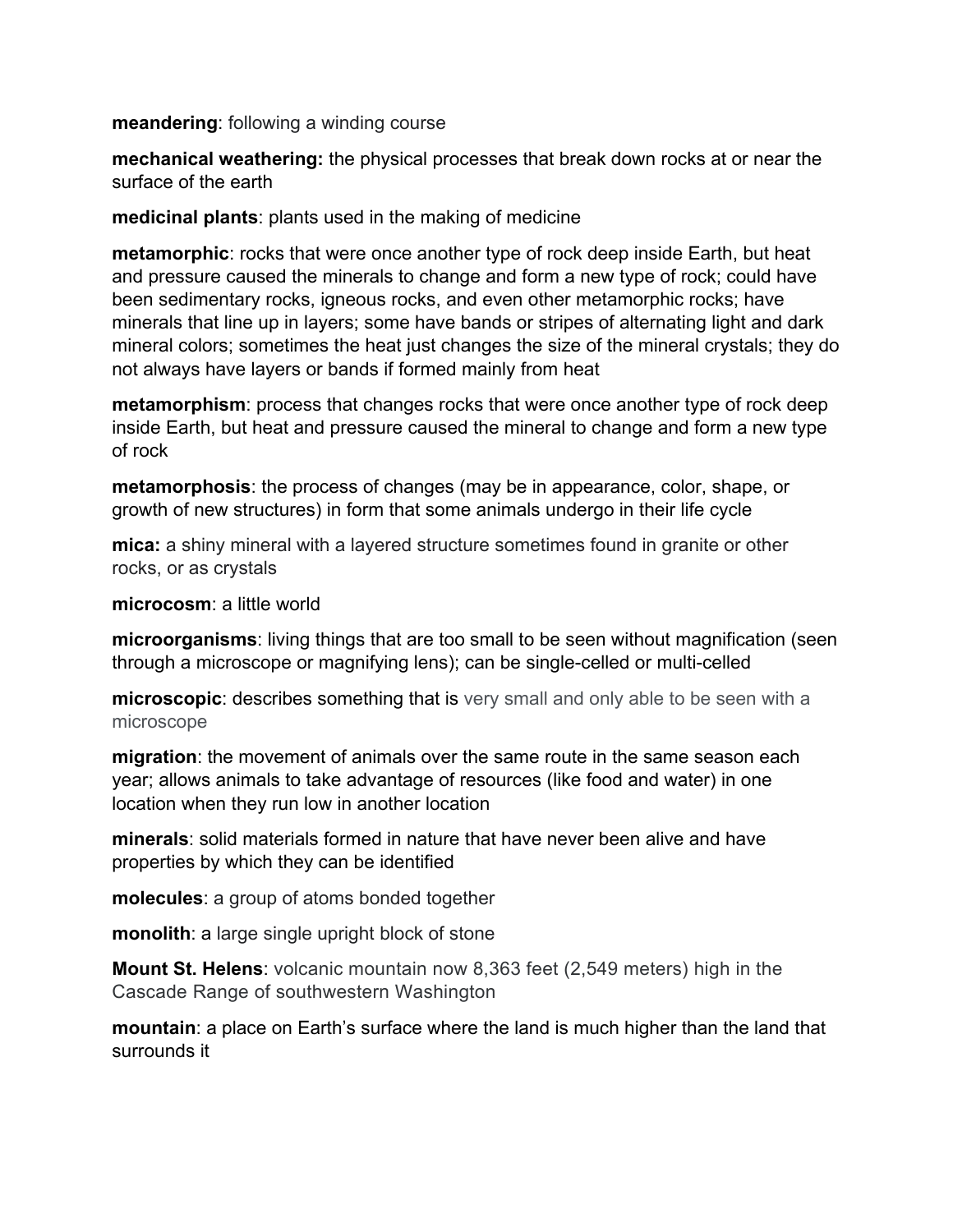**meandering**: following a winding course

**mechanical weathering:** the physical processes that break down rocks at or near the surface of the earth

**medicinal plants**: plants used in the making of medicine

**metamorphic**: rocks that were once another type of rock deep inside Earth, but heat and pressure caused the minerals to change and form a new type of rock; could have been sedimentary rocks, igneous rocks, and even other metamorphic rocks; have minerals that line up in layers; some have bands or stripes of alternating light and dark mineral colors; sometimes the heat just changes the size of the mineral crystals; they do not always have layers or bands if formed mainly from heat

**metamorphism**: process that changes rocks that were once another type of rock deep inside Earth, but heat and pressure caused the mineral to change and form a new type of rock

**metamorphosis**: the process of changes (may be in appearance, color, shape, or growth of new structures) in form that some animals undergo in their life cycle

**mica:** a shiny mineral with a layered structure sometimes found in granite or other rocks, or as crystals

**microcosm**: a little world

**microorganisms**: living things that are too small to be seen without magnification (seen through a microscope or magnifying lens); can be single-celled or multi-celled

**microscopic**: describes something that is very small and only able to be seen with a microscope

**migration**: the movement of animals over the same route in the same season each year; allows animals to take advantage of resources (like food and water) in one location when they run low in another location

**minerals**: solid materials formed in nature that have never been alive and have properties by which they can be identified

**molecules**: a group of atoms bonded together

**monolith**: a large single upright block of stone

**Mount St. Helens**: volcanic mountain now 8,363 feet (2,549 meters) high in the Cascade Range of southwestern Washington

**mountain**: a place on Earth's surface where the land is much higher than the land that surrounds it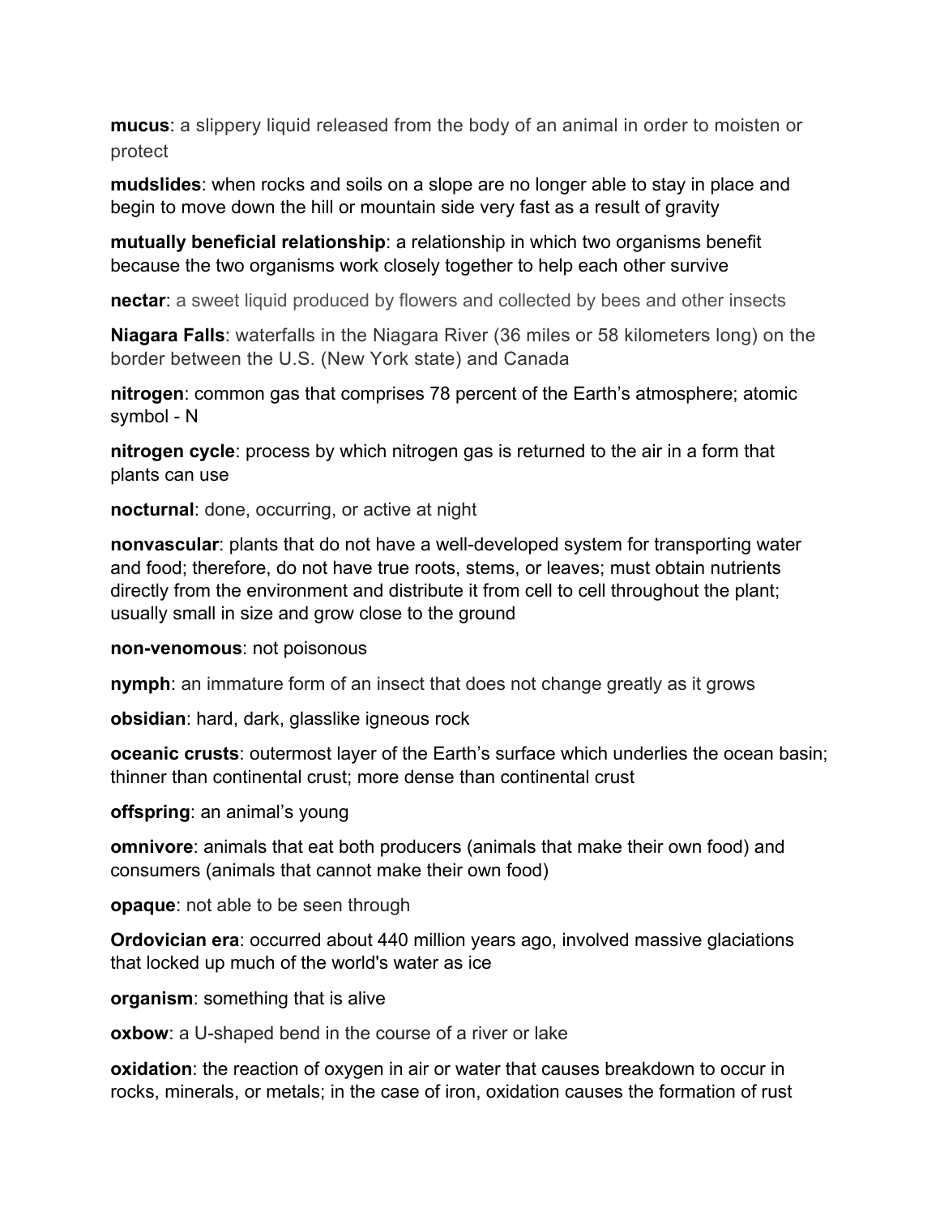**mucus**: a slippery liquid released from the body of an animal in order to moisten or protect

**mudslides**: when rocks and soils on a slope are no longer able to stay in place and begin to move down the hill or mountain side very fast as a result of gravity

**mutually beneficial relationship**: a relationship in which two organisms benefit because the two organisms work closely together to help each other survive

**nectar**: a sweet liquid produced by flowers and collected by bees and other insects

**Niagara Falls**: waterfalls in the Niagara River (36 miles or 58 kilometers long) on the border between the U.S. (New York state) and Canada

**nitrogen**: common gas that comprises 78 percent of the Earth's atmosphere; atomic symbol - N

**nitrogen cycle**: process by which nitrogen gas is returned to the air in a form that plants can use

**nocturnal**: done, occurring, or active at night

**nonvascular**: plants that do not have a well-developed system for transporting water and food; therefore, do not have true roots, stems, or leaves; must obtain nutrients directly from the environment and distribute it from cell to cell throughout the plant; usually small in size and grow close to the ground

**non-venomous**: not poisonous

**nymph**: an immature form of an insect that does not change greatly as it grows

**obsidian**: hard, dark, glasslike igneous rock

**oceanic crusts**: outermost layer of the Earth's surface which underlies the ocean basin; thinner than continental crust; more dense than continental crust

**offspring**: an animal's young

**omnivore**: animals that eat both producers (animals that make their own food) and consumers (animals that cannot make their own food)

**opaque**: not able to be seen through

**Ordovician era**: occurred about 440 million years ago, involved massive glaciations that locked up much of the world's water as ice

**organism**: something that is alive

**oxbow**: a U-shaped bend in the course of a river or lake

**oxidation**: the reaction of oxygen in air or water that causes breakdown to occur in rocks, minerals, or metals; in the case of iron, oxidation causes the formation of rust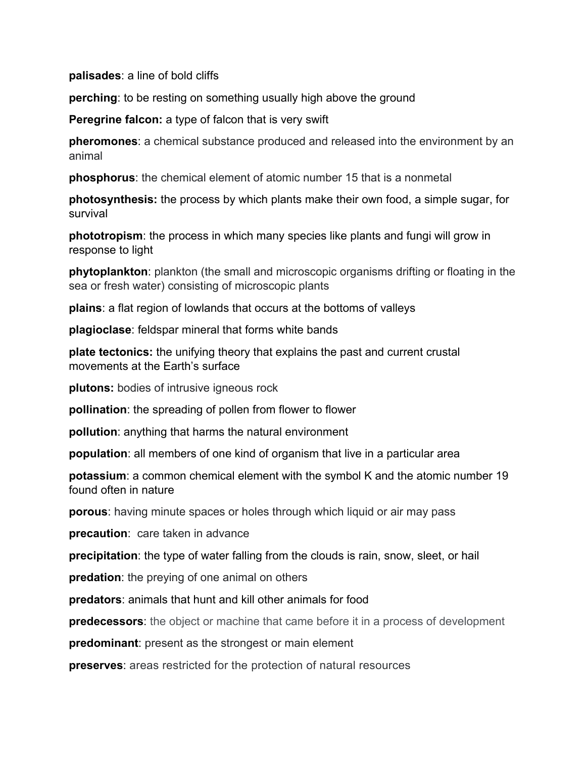**palisades**: a line of bold cliffs

**perching**: to be resting on something usually high above the ground

**Peregrine falcon:** a type of falcon that is very swift

**pheromones**: a chemical substance produced and released into the environment by an animal

**phosphorus**: the chemical element of atomic number 15 that is a nonmetal

**photosynthesis:** the process by which plants make their own food, a simple sugar, for survival

**phototropism**: the process in which many species like plants and fungi will grow in response to light

**phytoplankton**: plankton (the small and microscopic organisms drifting or floating in the sea or fresh water) consisting of microscopic plants

**plains**: a flat region of lowlands that occurs at the bottoms of valleys

**plagioclase**: feldspar mineral that forms white bands

**plate tectonics:** the unifying theory that explains the past and current crustal movements at the Earth's surface

**plutons:** bodies of intrusive igneous rock

**pollination**: the spreading of pollen from flower to flower

**pollution**: anything that harms the natural environment

**population**: all members of one kind of organism that live in a particular area

**potassium**: a common chemical element with the symbol K and the atomic number 19 found often in nature

**porous**: having minute spaces or holes through which liquid or air may pass

**precaution**: care taken in advance

**precipitation**: the type of water falling from the clouds is rain, snow, sleet, or hail

**predation**: the preying of one animal on others

**predators**: animals that hunt and kill other animals for food

**predecessors**: the object or machine that came before it in a process of development

**predominant**: present as the strongest or main element

**preserves**: areas restricted for the protection of natural resources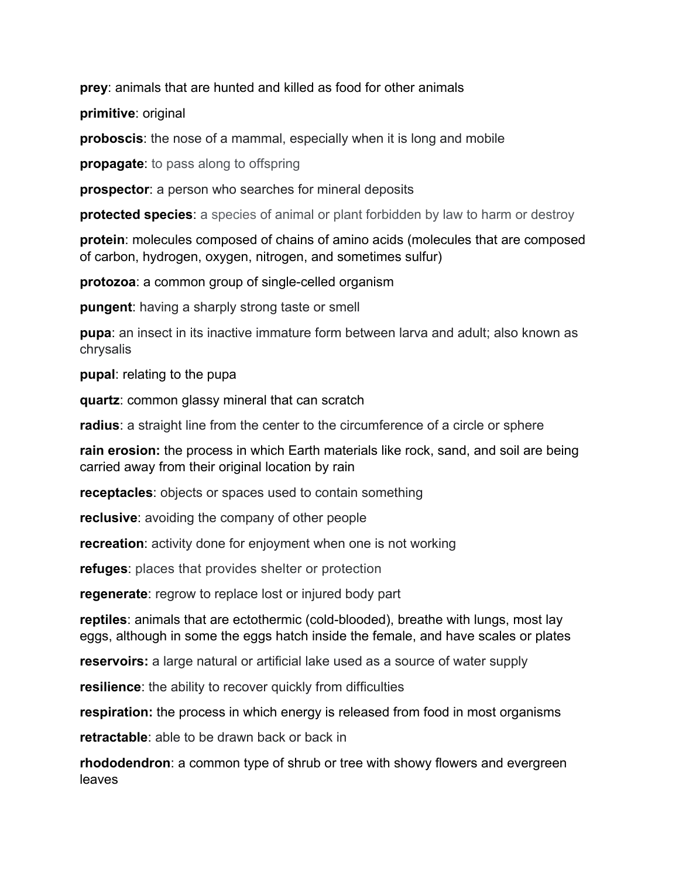**prey**: animals that are hunted and killed as food for other animals

**primitive**: original

**proboscis**: the nose of a mammal, especially when it is long and mobile

**propagate**: to pass along to offspring

**prospector**: a person who searches for mineral deposits

**protected species**: a species of animal or plant forbidden by law to harm or destroy

**protein**: molecules composed of chains of amino acids (molecules that are composed of carbon, hydrogen, oxygen, nitrogen, and sometimes sulfur)

**protozoa**: a common group of single-celled organism

**pungent**: having a sharply strong taste or smell

**pupa**: an insect in its inactive immature form between larva and adult; also known as chrysalis

**pupal**: relating to the pupa

**quartz**: common glassy mineral that can scratch

**radius**: a straight line from the center to the circumference of a circle or sphere

**rain erosion:** the process in which Earth materials like rock, sand, and soil are being carried away from their original location by rain

**receptacles**: objects or spaces used to contain something

**reclusive**: avoiding the company of other people

**recreation**: activity done for enjoyment when one is not working

**refuges**: places that provides shelter or protection

**regenerate**: regrow to replace lost or injured body part

**reptiles**: animals that are ectothermic (cold-blooded), breathe with lungs, most lay eggs, although in some the eggs hatch inside the female, and have scales or plates

**reservoirs:** a large natural or artificial lake used as a source of water supply

**resilience**: the ability to recover quickly from difficulties

**respiration:** the process in which energy is released from food in most organisms

**retractable**: able to be drawn back or back in

**rhododendron**: a common type of shrub or tree with showy flowers and evergreen leaves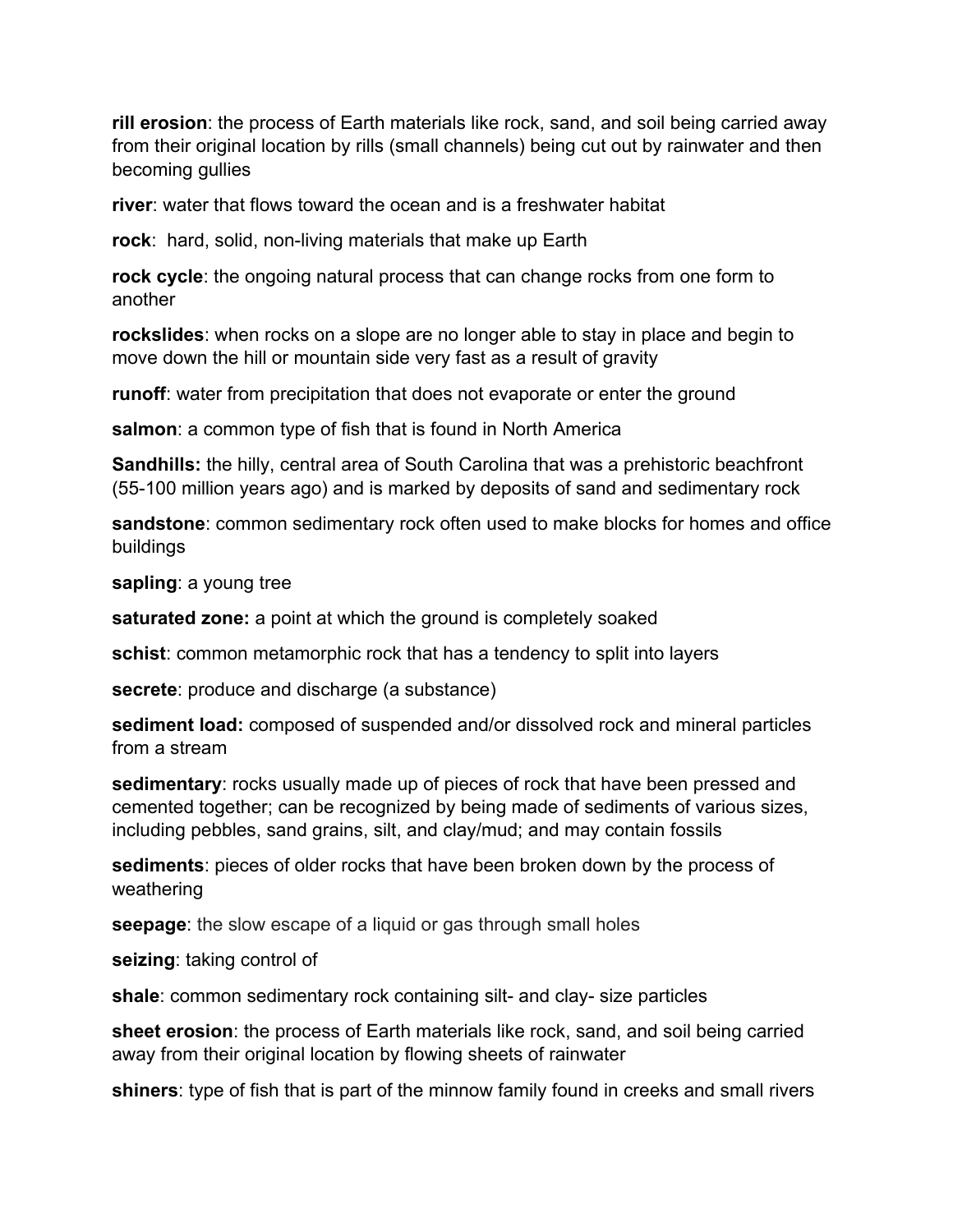**rill erosion**: the process of Earth materials like rock, sand, and soil being carried away from their original location by rills (small channels) being cut out by rainwater and then becoming gullies

**river**: water that flows toward the ocean and is a freshwater habitat

**rock**: hard, solid, non-living materials that make up Earth

**rock cycle**: the ongoing natural process that can change rocks from one form to another

**rockslides**: when rocks on a slope are no longer able to stay in place and begin to move down the hill or mountain side very fast as a result of gravity

**runoff**: water from precipitation that does not evaporate or enter the ground

**salmon**: a common type of fish that is found in North America

**Sandhills:** the hilly, central area of South Carolina that was a prehistoric beachfront (55-100 million years ago) and is marked by deposits of sand and sedimentary rock

**sandstone**: common sedimentary rock often used to make blocks for homes and office buildings

**sapling**: a young tree

**saturated zone:** a point at which the ground is completely soaked

**schist**: common metamorphic rock that has a tendency to split into layers

**secrete**: produce and discharge (a substance)

**sediment load:** composed of suspended and/or dissolved rock and mineral particles from a stream

**sedimentary**: rocks usually made up of pieces of rock that have been pressed and cemented together; can be recognized by being made of sediments of various sizes, including pebbles, sand grains, silt, and clay/mud; and may contain fossils

**sediments**: pieces of older rocks that have been broken down by the process of weathering

**seepage**: the slow escape of a liquid or gas through small holes

**seizing**: taking control of

**shale**: common sedimentary rock containing silt- and clay- size particles

**sheet erosion**: the process of Earth materials like rock, sand, and soil being carried away from their original location by flowing sheets of rainwater

**shiners**: type of fish that is part of the minnow family found in creeks and small rivers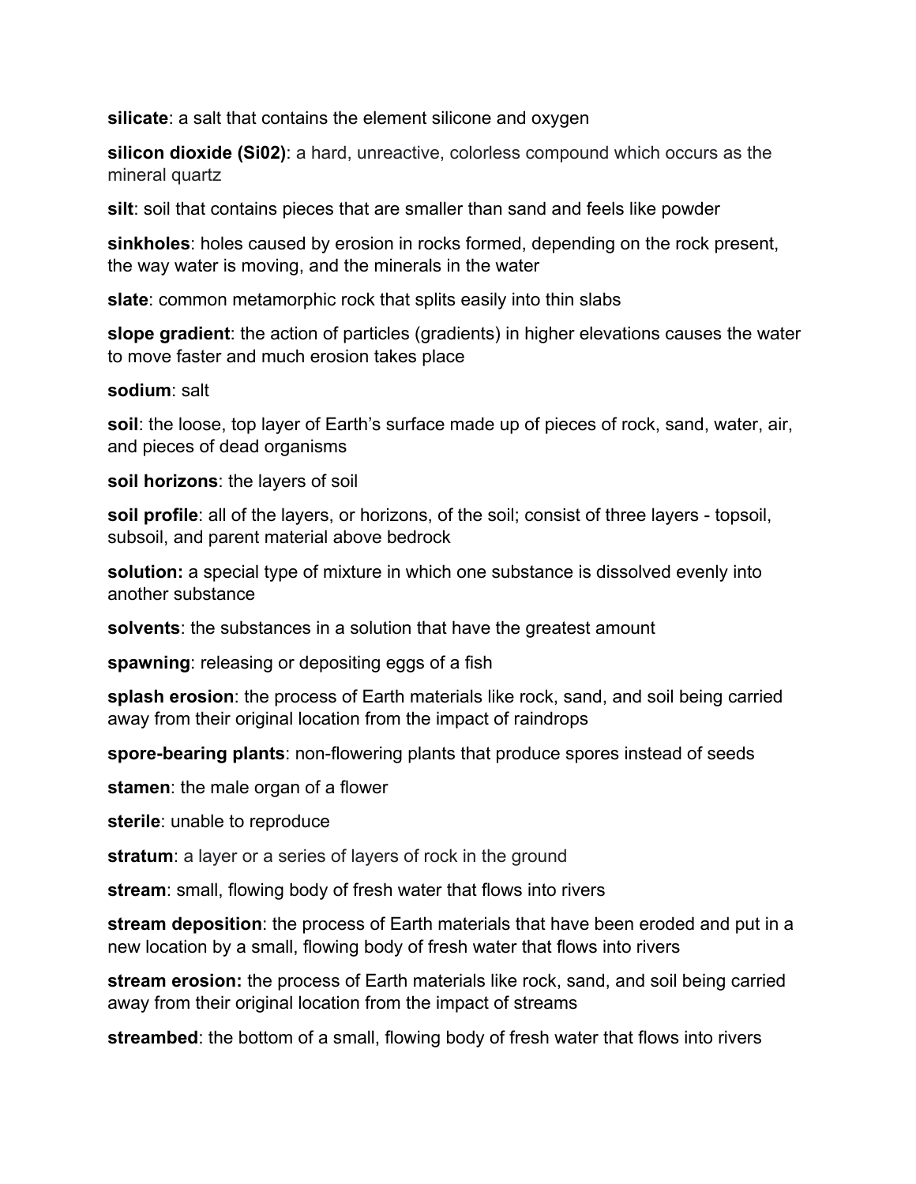**silicate**: a salt that contains the element silicone and oxygen

**silicon dioxide (Si02)**: a hard, unreactive, colorless compound which occurs as the mineral quartz

**silt**: soil that contains pieces that are smaller than sand and feels like powder

**sinkholes**: holes caused by erosion in rocks formed, depending on the rock present, the way water is moving, and the minerals in the water

**slate**: common metamorphic rock that splits easily into thin slabs

**slope gradient**: the action of particles (gradients) in higher elevations causes the water to move faster and much erosion takes place

**sodium**: salt

**soil**: the loose, top layer of Earth's surface made up of pieces of rock, sand, water, air, and pieces of dead organisms

**soil horizons**: the layers of soil

**soil profile**: all of the layers, or horizons, of the soil; consist of three layers - topsoil, subsoil, and parent material above bedrock

**solution:** a special type of mixture in which one substance is dissolved evenly into another substance

**solvents**: the substances in a solution that have the greatest amount

**spawning**: releasing or depositing eggs of a fish

**splash erosion**: the process of Earth materials like rock, sand, and soil being carried away from their original location from the impact of raindrops

**spore-bearing plants**: non-flowering plants that produce spores instead of seeds

**stamen**: the male organ of a flower

**sterile**: unable to reproduce

**stratum**: a layer or a series of layers of rock in the ground

**stream**: small, flowing body of fresh water that flows into rivers

**stream deposition**: the process of Earth materials that have been eroded and put in a new location by a small, flowing body of fresh water that flows into rivers

**stream erosion:** the process of Earth materials like rock, sand, and soil being carried away from their original location from the impact of streams

**streambed**: the bottom of a small, flowing body of fresh water that flows into rivers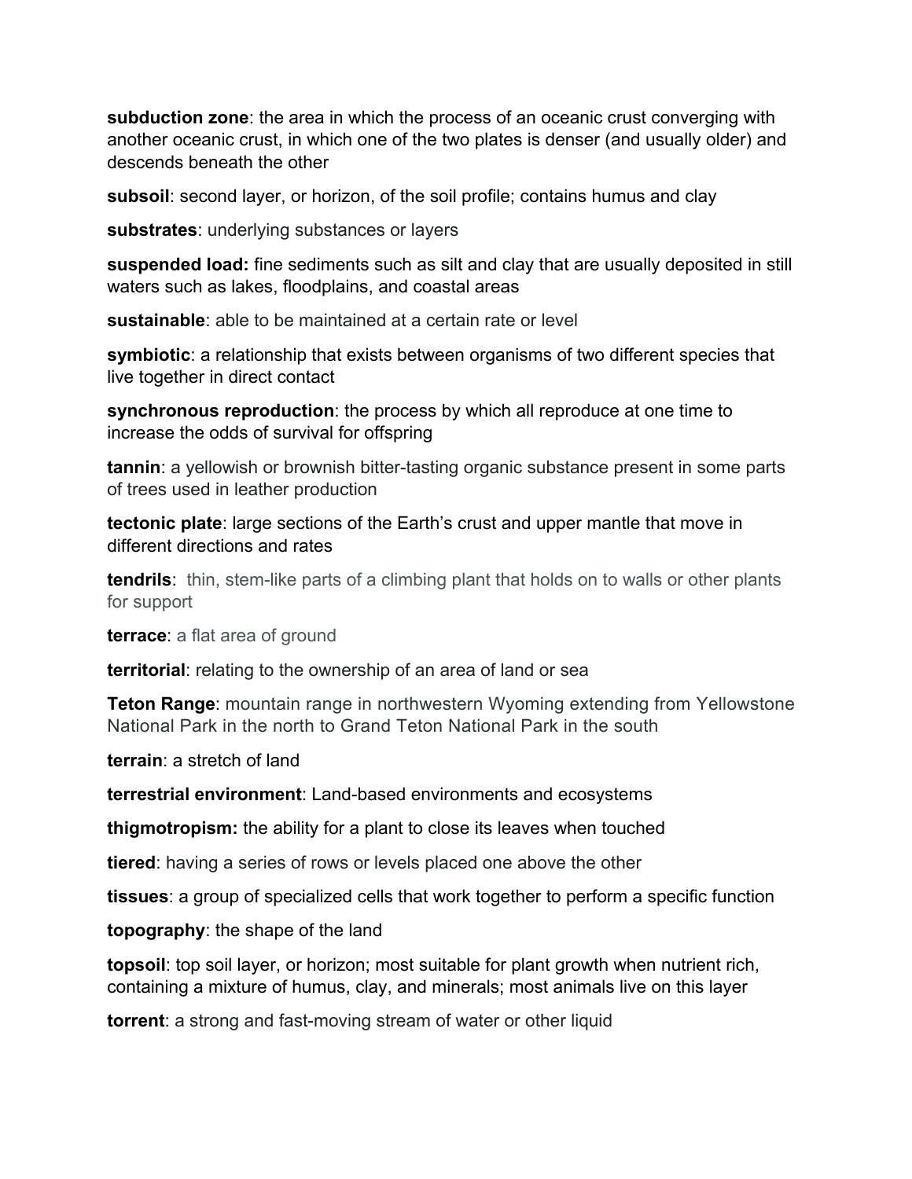**subduction zone**: the area in which the process of an oceanic crust converging with another oceanic crust, in which one of the two plates is denser (and usually older) and descends beneath the other

**subsoil**: second layer, or horizon, of the soil profile; contains humus and clay

**substrates**: underlying substances or layers

**suspended load:** fine sediments such as silt and clay that are usually deposited in still waters such as lakes, floodplains, and coastal areas

**sustainable**: able to be maintained at a certain rate or level

**symbiotic**: a relationship that exists between organisms of two different species that live together in direct contact

**synchronous reproduction**: the process by which all reproduce at one time to increase the odds of survival for offspring

**tannin**: a yellowish or brownish bitter-tasting organic substance present in some parts of trees used in leather production

**tectonic plate**: large sections of the Earth's crust and upper mantle that move in different directions and rates

**tendrils**: thin, stem-like parts of a climbing plant that holds on to walls or other plants for support

**terrace**: a flat area of ground

**territorial**: relating to the ownership of an area of land or sea

**Teton Range**: mountain range in northwestern Wyoming extending from Yellowstone National Park in the north to Grand Teton National Park in the south

**terrain**: a stretch of land

**terrestrial environment**: Land-based environments and ecosystems

**thigmotropism:** the ability for a plant to close its leaves when touched

**tiered**: having a series of rows or levels placed one above the other

**tissues**: a group of specialized cells that work together to perform a specific function

**topography**: the shape of the land

**topsoil**: top soil layer, or horizon; most suitable for plant growth when nutrient rich, containing a mixture of humus, clay, and minerals; most animals live on this layer

**torrent**: a strong and fast-moving stream of water or other liquid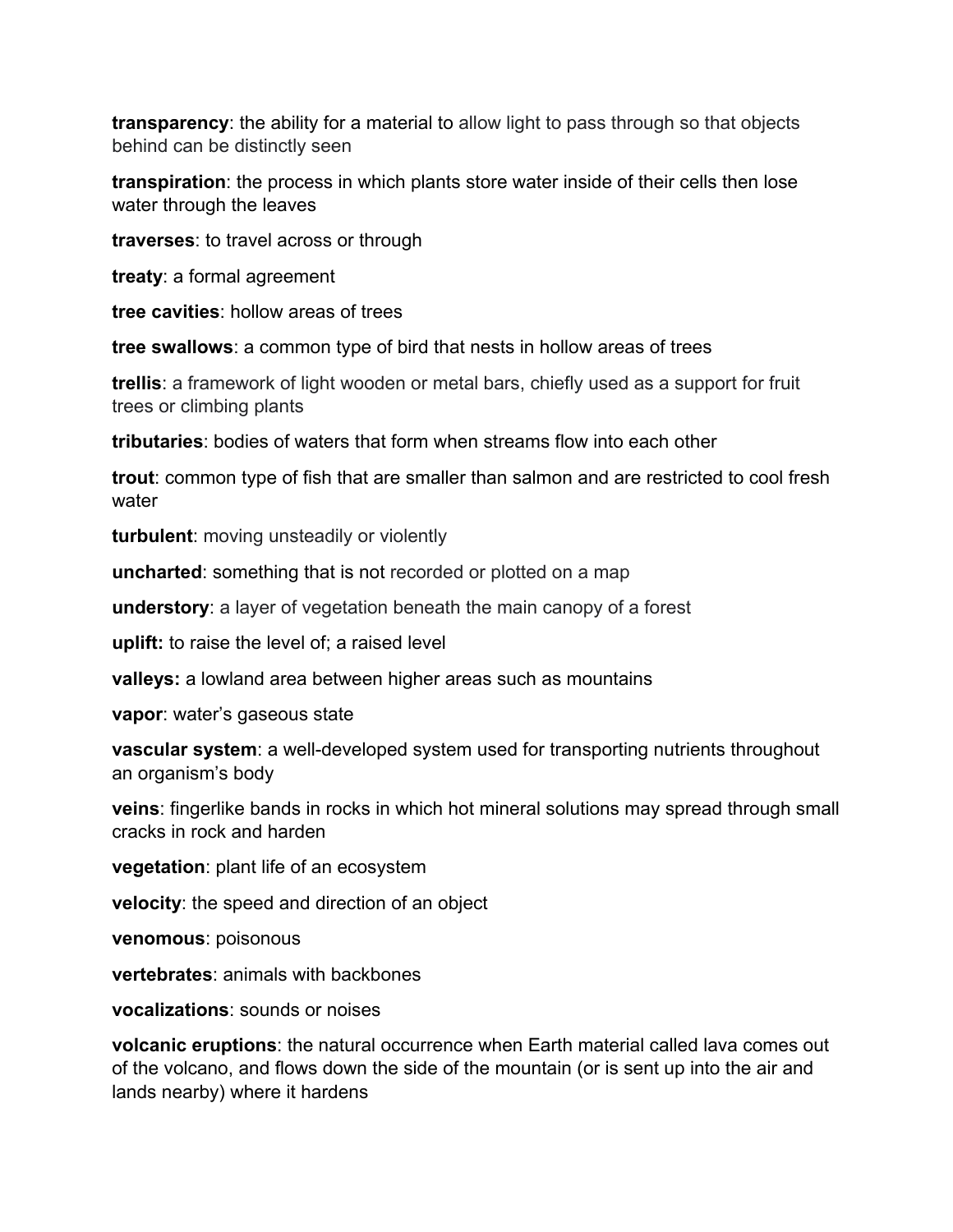**transparency**: the ability for a material to allow light to pass through so that objects behind can be distinctly seen

**transpiration**: the process in which plants store water inside of their cells then lose water through the leaves

**traverses**: to travel across or through

**treaty**: a formal agreement

**tree cavities**: hollow areas of trees

**tree swallows**: a common type of bird that nests in hollow areas of trees

**trellis**: a framework of light wooden or metal bars, chiefly used as a support for fruit trees or climbing plants

**tributaries**: bodies of waters that form when streams flow into each other

**trout**: common type of fish that are smaller than salmon and are restricted to cool fresh water

**turbulent**: moving unsteadily or violently

**uncharted**: something that is not recorded or plotted on a map

**understory**: a layer of vegetation beneath the main canopy of a forest

**uplift:** to raise the level of; a raised level

**valleys:** a lowland area between higher areas such as mountains

**vapor**: water's gaseous state

**vascular system**: a well-developed system used for transporting nutrients throughout an organism's body

**veins**: fingerlike bands in rocks in which hot mineral solutions may spread through small cracks in rock and harden

**vegetation**: plant life of an ecosystem

**velocity**: the speed and direction of an object

**venomous**: poisonous

**vertebrates**: animals with backbones

**vocalizations**: sounds or noises

**volcanic eruptions**: the natural occurrence when Earth material called lava comes out of the volcano, and flows down the side of the mountain (or is sent up into the air and lands nearby) where it hardens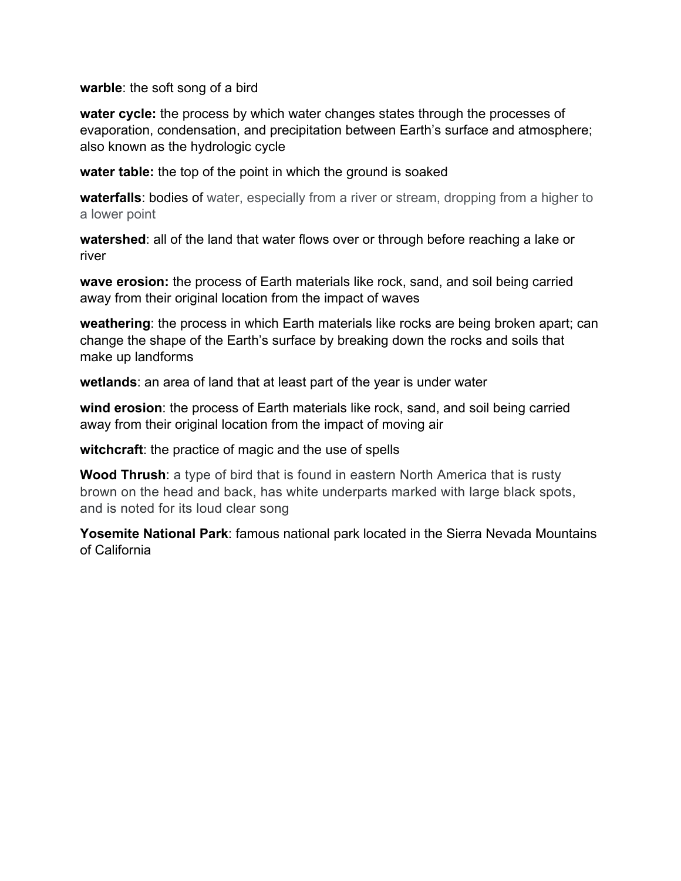**warble**: the soft song of a bird

**water cycle:** the process by which water changes states through the processes of evaporation, condensation, and precipitation between Earth's surface and atmosphere; also known as the hydrologic cycle

**water table:** the top of the point in which the ground is soaked

**waterfalls**: bodies of water, especially from a river or stream, dropping from a higher to a lower point

**watershed**: all of the land that water flows over or through before reaching a lake or river

**wave erosion:** the process of Earth materials like rock, sand, and soil being carried away from their original location from the impact of waves

**weathering**: the process in which Earth materials like rocks are being broken apart; can change the shape of the Earth's surface by breaking down the rocks and soils that make up landforms

**wetlands**: an area of land that at least part of the year is under water

**wind erosion**: the process of Earth materials like rock, sand, and soil being carried away from their original location from the impact of moving air

**witchcraft**: the practice of magic and the use of spells

**Wood Thrush**: a type of bird that is found in eastern North America that is rusty brown on the head and back, has white underparts marked with large black spots, and is noted for its loud clear song

**Yosemite National Park**: famous national park located in the Sierra Nevada Mountains of California